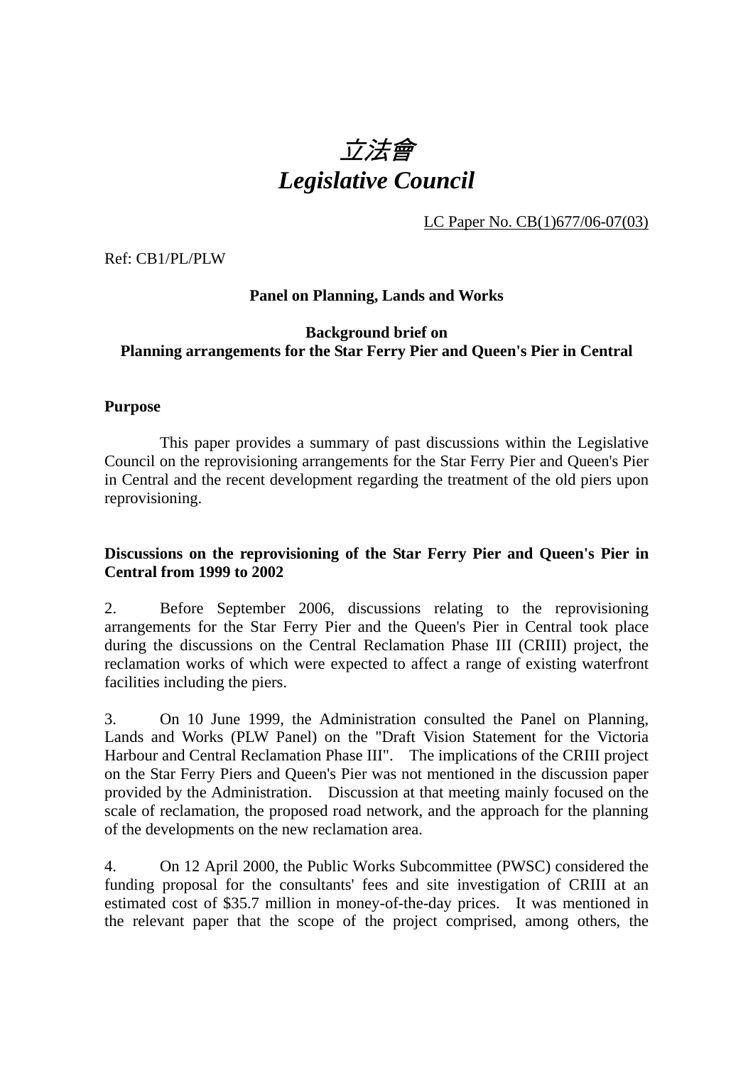# *立法會*
# *Legislative Council*

LC Paper No. CB(1)677/06-07(03)

Ref: CB1/PL/PLW

**Panel on Planning, Lands and Works**

**Background brief on**
**Planning arrangements for the Star Ferry Pier and Queen's Pier in Central**

**Purpose**

This paper provides a summary of past discussions within the Legislative Council on the reprovisioning arrangements for the Star Ferry Pier and Queen's Pier in Central and the recent development regarding the treatment of the old piers upon reprovisioning.

**Discussions on the reprovisioning of the Star Ferry Pier and Queen's Pier in Central from 1999 to 2002**

2. Before September 2006, discussions relating to the reprovisioning arrangements for the Star Ferry Pier and the Queen's Pier in Central took place during the discussions on the Central Reclamation Phase III (CRIII) project, the reclamation works of which were expected to affect a range of existing waterfront facilities including the piers.

3. On 10 June 1999, the Administration consulted the Panel on Planning, Lands and Works (PLW Panel) on the "Draft Vision Statement for the Victoria Harbour and Central Reclamation Phase III". The implications of the CRIII project on the Star Ferry Piers and Queen's Pier was not mentioned in the discussion paper provided by the Administration. Discussion at that meeting mainly focused on the scale of reclamation, the proposed road network, and the approach for the planning of the developments on the new reclamation area.

4. On 12 April 2000, the Public Works Subcommittee (PWSC) considered the funding proposal for the consultants' fees and site investigation of CRIII at an estimated cost of $35.7 million in money-of-the-day prices. It was mentioned in the relevant paper that the scope of the project comprised, among others, the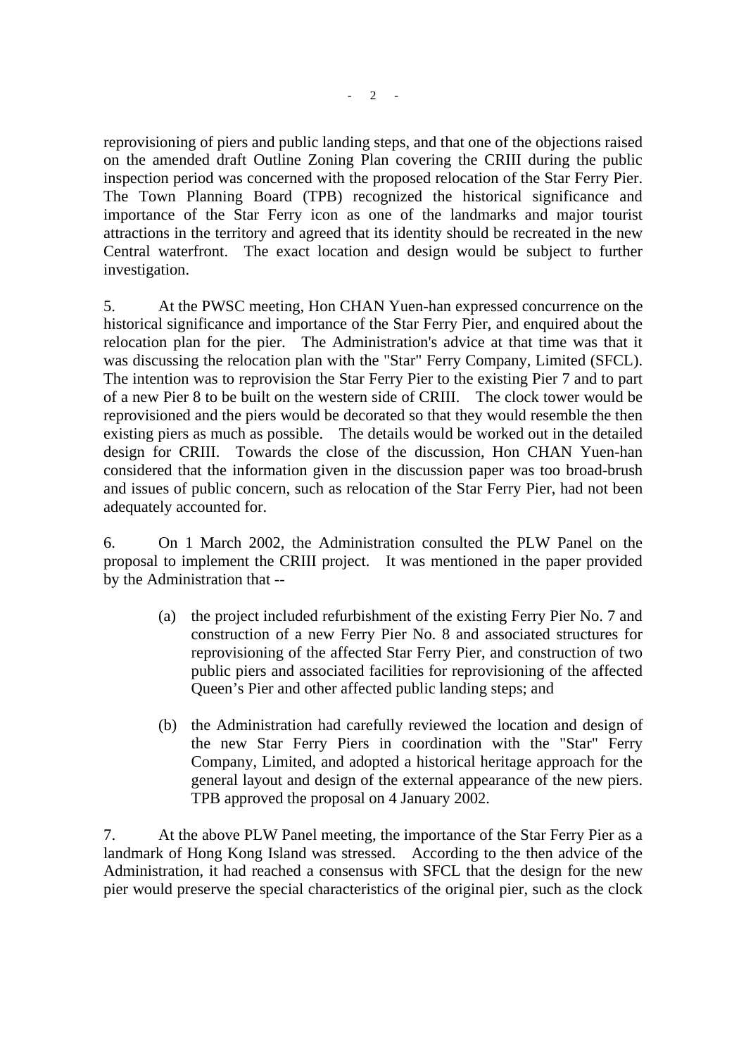reprovisioning of piers and public landing steps, and that one of the objections raised on the amended draft Outline Zoning Plan covering the CRIII during the public inspection period was concerned with the proposed relocation of the Star Ferry Pier. The Town Planning Board (TPB) recognized the historical significance and importance of the Star Ferry icon as one of the landmarks and major tourist attractions in the territory and agreed that its identity should be recreated in the new Central waterfront. The exact location and design would be subject to further investigation.

5. At the PWSC meeting, Hon CHAN Yuen-han expressed concurrence on the historical significance and importance of the Star Ferry Pier, and enquired about the relocation plan for the pier. The Administration's advice at that time was that it was discussing the relocation plan with the "Star" Ferry Company, Limited (SFCL). The intention was to reprovision the Star Ferry Pier to the existing Pier 7 and to part of a new Pier 8 to be built on the western side of CRIII. The clock tower would be reprovisioned and the piers would be decorated so that they would resemble the then existing piers as much as possible. The details would be worked out in the detailed design for CRIII. Towards the close of the discussion, Hon CHAN Yuen-han considered that the information given in the discussion paper was too broad-brush and issues of public concern, such as relocation of the Star Ferry Pier, had not been adequately accounted for.

6. On 1 March 2002, the Administration consulted the PLW Panel on the proposal to implement the CRIII project. It was mentioned in the paper provided by the Administration that --

(a) the project included refurbishment of the existing Ferry Pier No. 7 and construction of a new Ferry Pier No. 8 and associated structures for reprovisioning of the affected Star Ferry Pier, and construction of two public piers and associated facilities for reprovisioning of the affected Queen's Pier and other affected public landing steps; and

(b) the Administration had carefully reviewed the location and design of the new Star Ferry Piers in coordination with the "Star" Ferry Company, Limited, and adopted a historical heritage approach for the general layout and design of the external appearance of the new piers. TPB approved the proposal on 4 January 2002.

7. At the above PLW Panel meeting, the importance of the Star Ferry Pier as a landmark of Hong Kong Island was stressed. According to the then advice of the Administration, it had reached a consensus with SFCL that the design for the new pier would preserve the special characteristics of the original pier, such as the clock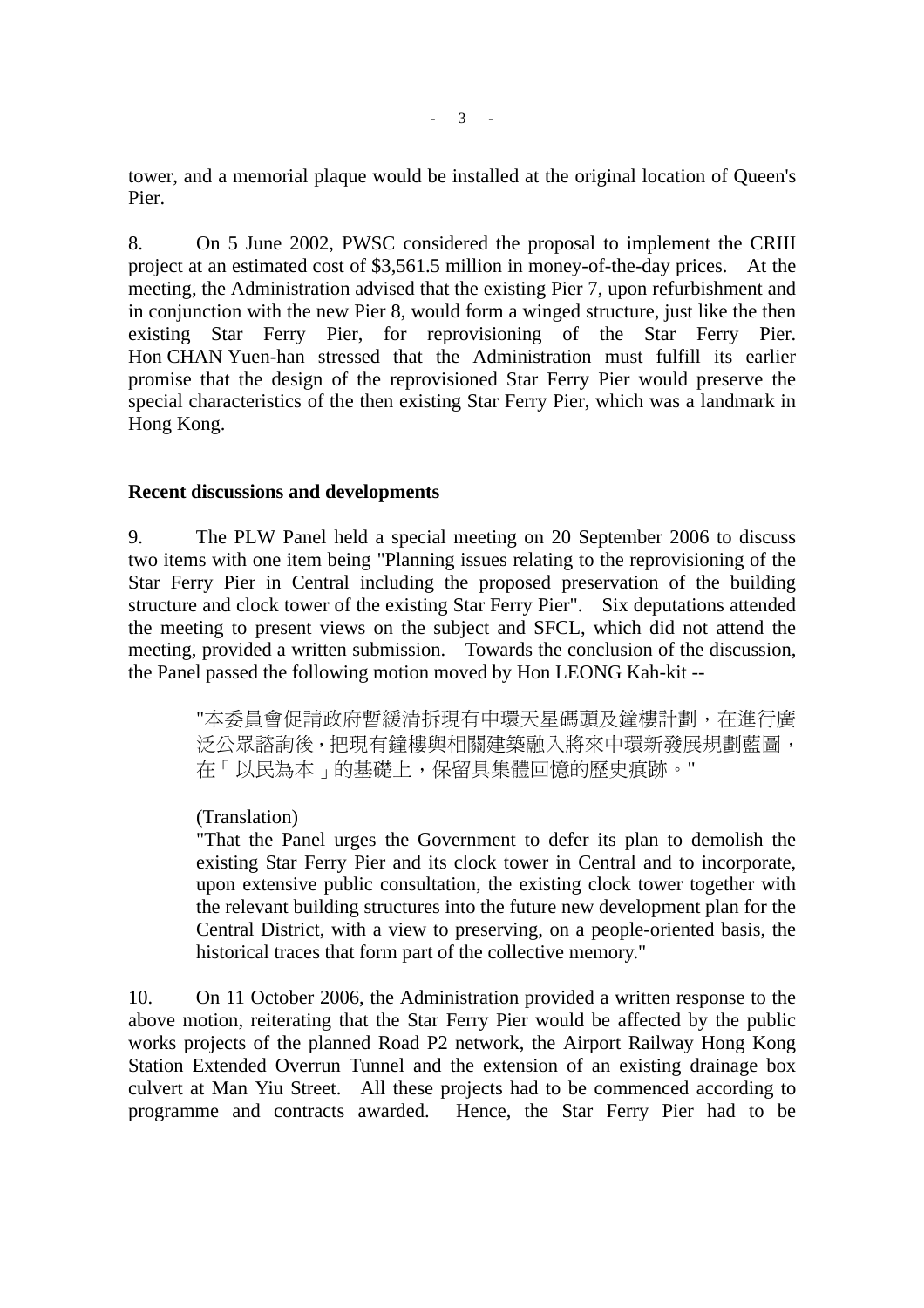tower, and a memorial plaque would be installed at the original location of Queen's Pier.

8. On 5 June 2002, PWSC considered the proposal to implement the CRIII project at an estimated cost of $3,561.5 million in money-of-the-day prices. At the meeting, the Administration advised that the existing Pier 7, upon refurbishment and in conjunction with the new Pier 8, would form a winged structure, just like the then existing Star Ferry Pier, for reprovisioning of the Star Ferry Pier. Hon CHAN Yuen-han stressed that the Administration must fulfill its earlier promise that the design of the reprovisioned Star Ferry Pier would preserve the special characteristics of the then existing Star Ferry Pier, which was a landmark in Hong Kong.

**Recent discussions and developments**

9. The PLW Panel held a special meeting on 20 September 2006 to discuss two items with one item being "Planning issues relating to the reprovisioning of the Star Ferry Pier in Central including the proposed preservation of the building structure and clock tower of the existing Star Ferry Pier". Six deputations attended the meeting to present views on the subject and SFCL, which did not attend the meeting, provided a written submission. Towards the conclusion of the discussion, the Panel passed the following motion moved by Hon LEONG Kah-kit --

> "本委員會促請政府暫緩清拆現有中環天星碼頭及鐘樓計劃，在進行廣泛公眾諮詢後，把現有鐘樓與相關建築融入將來中環新發展規劃藍圖，在「以民為本」的基礎上，保留具集體回憶的歷史痕跡。"
>
> (Translation)
>
> "That the Panel urges the Government to defer its plan to demolish the existing Star Ferry Pier and its clock tower in Central and to incorporate, upon extensive public consultation, the existing clock tower together with the relevant building structures into the future new development plan for the Central District, with a view to preserving, on a people-oriented basis, the historical traces that form part of the collective memory."

10. On 11 October 2006, the Administration provided a written response to the above motion, reiterating that the Star Ferry Pier would be affected by the public works projects of the planned Road P2 network, the Airport Railway Hong Kong Station Extended Overrun Tunnel and the extension of an existing drainage box culvert at Man Yiu Street. All these projects had to be commenced according to programme and contracts awarded. Hence, the Star Ferry Pier had to be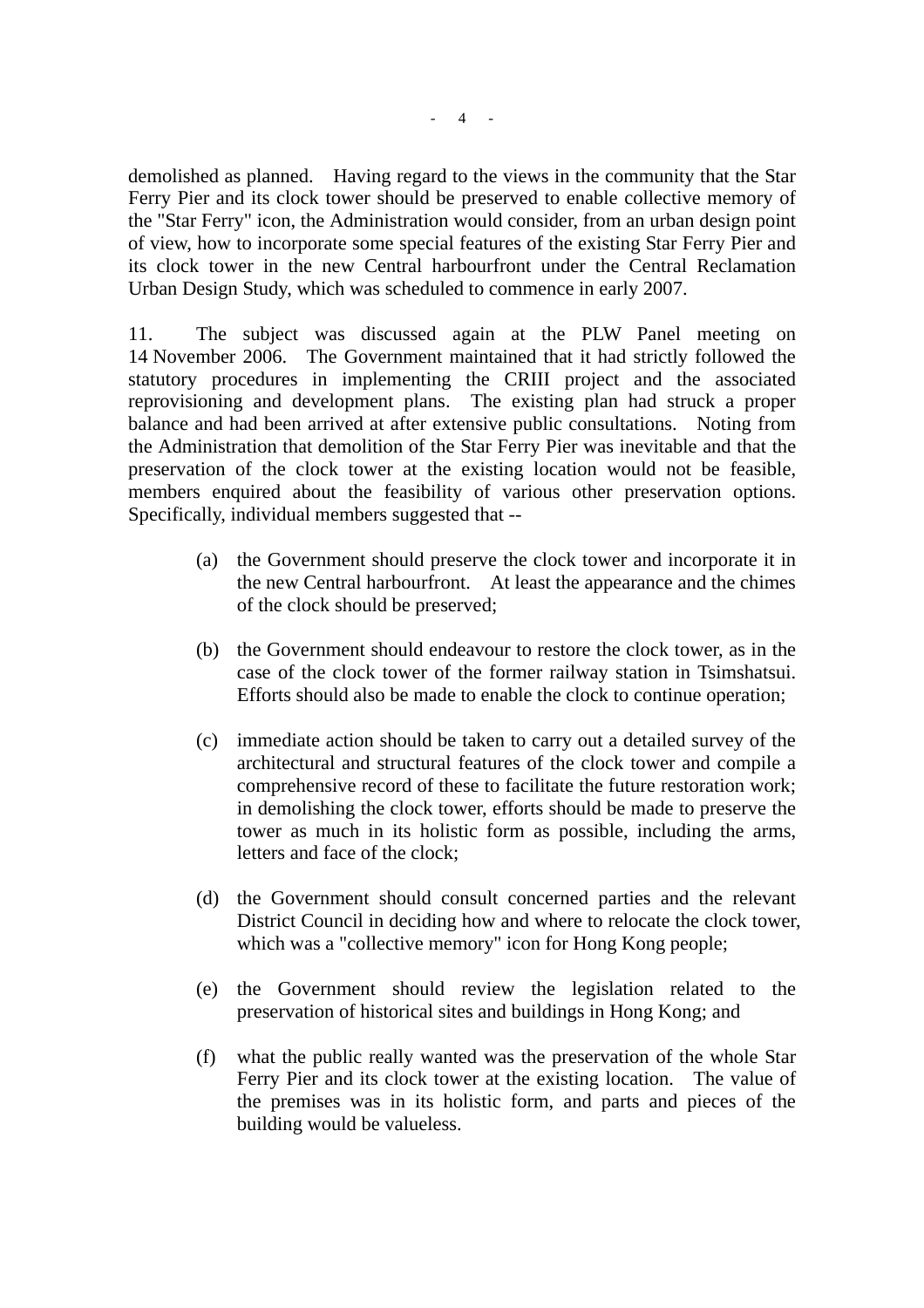demolished as planned. Having regard to the views in the community that the Star Ferry Pier and its clock tower should be preserved to enable collective memory of the "Star Ferry" icon, the Administration would consider, from an urban design point of view, how to incorporate some special features of the existing Star Ferry Pier and its clock tower in the new Central harbourfront under the Central Reclamation Urban Design Study, which was scheduled to commence in early 2007.

11. The subject was discussed again at the PLW Panel meeting on 14 November 2006. The Government maintained that it had strictly followed the statutory procedures in implementing the CRIII project and the associated reprovisioning and development plans. The existing plan had struck a proper balance and had been arrived at after extensive public consultations. Noting from the Administration that demolition of the Star Ferry Pier was inevitable and that the preservation of the clock tower at the existing location would not be feasible, members enquired about the feasibility of various other preservation options. Specifically, individual members suggested that --

(a) the Government should preserve the clock tower and incorporate it in the new Central harbourfront. At least the appearance and the chimes of the clock should be preserved;

(b) the Government should endeavour to restore the clock tower, as in the case of the clock tower of the former railway station in Tsimshatsui. Efforts should also be made to enable the clock to continue operation;

(c) immediate action should be taken to carry out a detailed survey of the architectural and structural features of the clock tower and compile a comprehensive record of these to facilitate the future restoration work; in demolishing the clock tower, efforts should be made to preserve the tower as much in its holistic form as possible, including the arms, letters and face of the clock;

(d) the Government should consult concerned parties and the relevant District Council in deciding how and where to relocate the clock tower, which was a "collective memory" icon for Hong Kong people;

(e) the Government should review the legislation related to the preservation of historical sites and buildings in Hong Kong; and

(f) what the public really wanted was the preservation of the whole Star Ferry Pier and its clock tower at the existing location. The value of the premises was in its holistic form, and parts and pieces of the building would be valueless.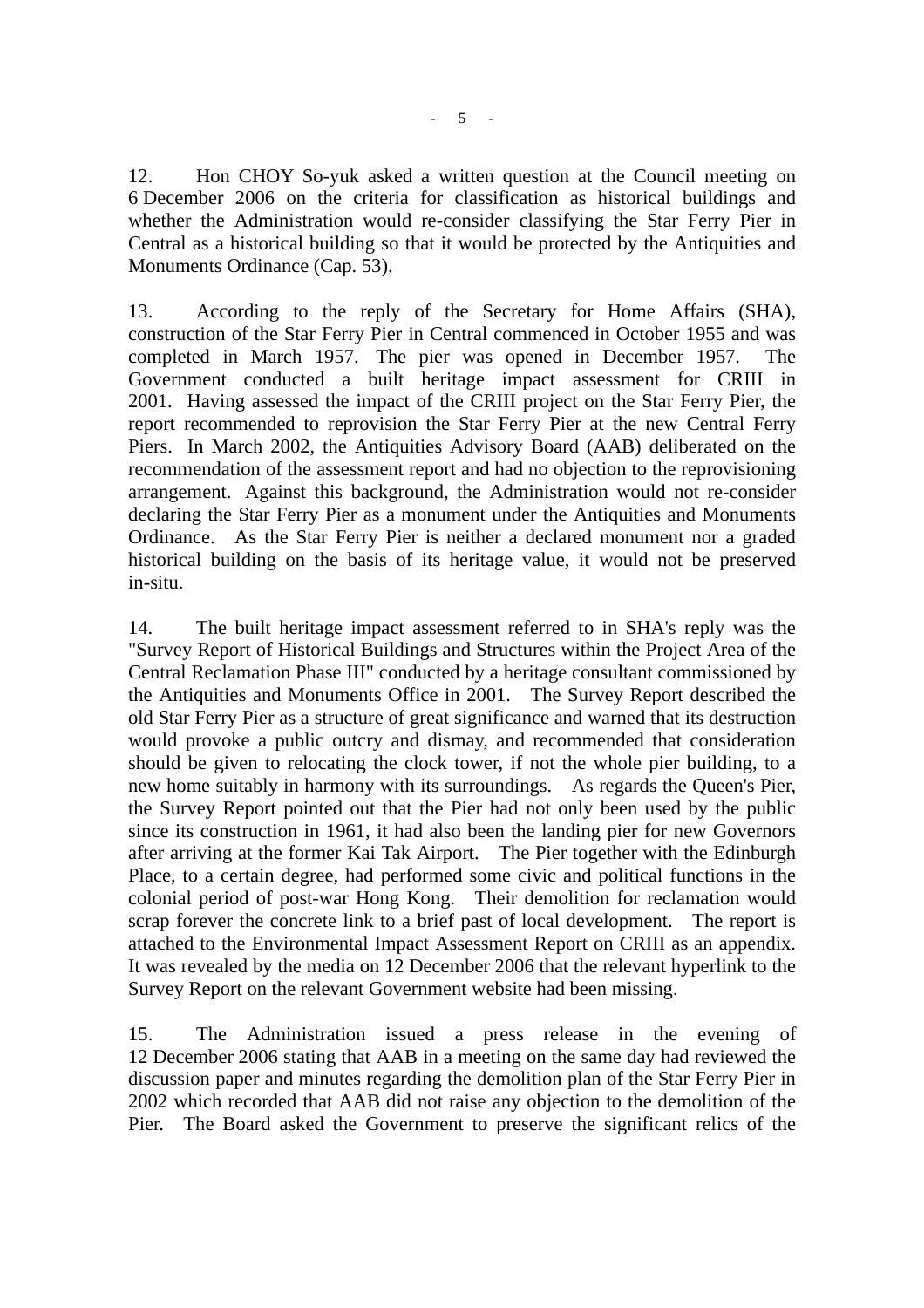12. Hon CHOY So-yuk asked a written question at the Council meeting on 6 December 2006 on the criteria for classification as historical buildings and whether the Administration would re-consider classifying the Star Ferry Pier in Central as a historical building so that it would be protected by the Antiquities and Monuments Ordinance (Cap. 53).

13. According to the reply of the Secretary for Home Affairs (SHA), construction of the Star Ferry Pier in Central commenced in October 1955 and was completed in March 1957. The pier was opened in December 1957. The Government conducted a built heritage impact assessment for CRIII in 2001. Having assessed the impact of the CRIII project on the Star Ferry Pier, the report recommended to reprovision the Star Ferry Pier at the new Central Ferry Piers. In March 2002, the Antiquities Advisory Board (AAB) deliberated on the recommendation of the assessment report and had no objection to the reprovisioning arrangement. Against this background, the Administration would not re-consider declaring the Star Ferry Pier as a monument under the Antiquities and Monuments Ordinance. As the Star Ferry Pier is neither a declared monument nor a graded historical building on the basis of its heritage value, it would not be preserved in-situ.

14. The built heritage impact assessment referred to in SHA's reply was the "Survey Report of Historical Buildings and Structures within the Project Area of the Central Reclamation Phase III" conducted by a heritage consultant commissioned by the Antiquities and Monuments Office in 2001. The Survey Report described the old Star Ferry Pier as a structure of great significance and warned that its destruction would provoke a public outcry and dismay, and recommended that consideration should be given to relocating the clock tower, if not the whole pier building, to a new home suitably in harmony with its surroundings. As regards the Queen's Pier, the Survey Report pointed out that the Pier had not only been used by the public since its construction in 1961, it had also been the landing pier for new Governors after arriving at the former Kai Tak Airport. The Pier together with the Edinburgh Place, to a certain degree, had performed some civic and political functions in the colonial period of post-war Hong Kong. Their demolition for reclamation would scrap forever the concrete link to a brief past of local development. The report is attached to the Environmental Impact Assessment Report on CRIII as an appendix. It was revealed by the media on 12 December 2006 that the relevant hyperlink to the Survey Report on the relevant Government website had been missing.

15. The Administration issued a press release in the evening of 12 December 2006 stating that AAB in a meeting on the same day had reviewed the discussion paper and minutes regarding the demolition plan of the Star Ferry Pier in 2002 which recorded that AAB did not raise any objection to the demolition of the Pier. The Board asked the Government to preserve the significant relics of the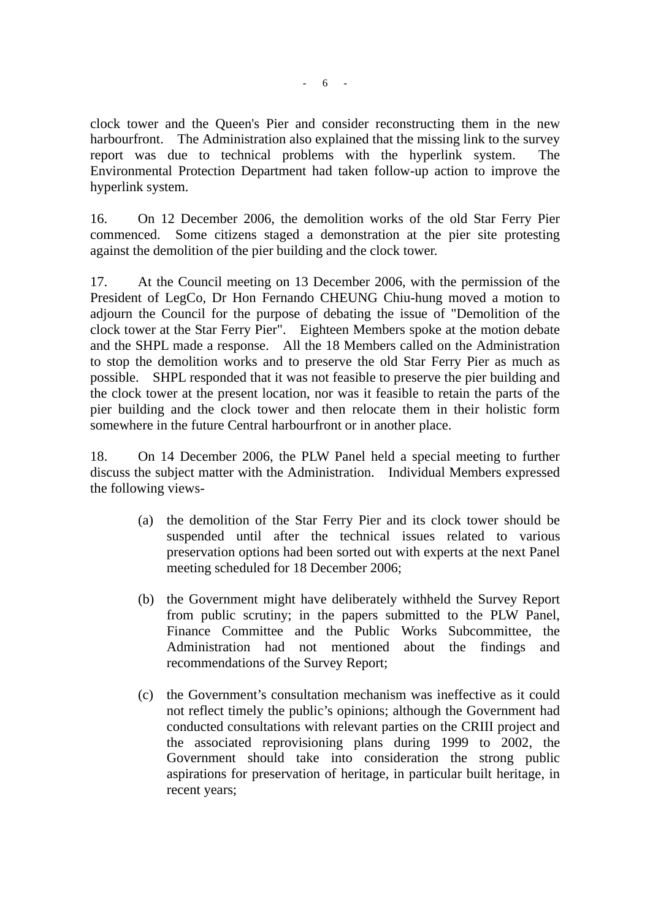clock tower and the Queen's Pier and consider reconstructing them in the new harbourfront. The Administration also explained that the missing link to the survey report was due to technical problems with the hyperlink system. The Environmental Protection Department had taken follow-up action to improve the hyperlink system.

16. On 12 December 2006, the demolition works of the old Star Ferry Pier commenced. Some citizens staged a demonstration at the pier site protesting against the demolition of the pier building and the clock tower.

17. At the Council meeting on 13 December 2006, with the permission of the President of LegCo, Dr Hon Fernando CHEUNG Chiu-hung moved a motion to adjourn the Council for the purpose of debating the issue of "Demolition of the clock tower at the Star Ferry Pier". Eighteen Members spoke at the motion debate and the SHPL made a response. All the 18 Members called on the Administration to stop the demolition works and to preserve the old Star Ferry Pier as much as possible. SHPL responded that it was not feasible to preserve the pier building and the clock tower at the present location, nor was it feasible to retain the parts of the pier building and the clock tower and then relocate them in their holistic form somewhere in the future Central harbourfront or in another place.

18. On 14 December 2006, the PLW Panel held a special meeting to further discuss the subject matter with the Administration. Individual Members expressed the following views-

(a) the demolition of the Star Ferry Pier and its clock tower should be suspended until after the technical issues related to various preservation options had been sorted out with experts at the next Panel meeting scheduled for 18 December 2006;

(b) the Government might have deliberately withheld the Survey Report from public scrutiny; in the papers submitted to the PLW Panel, Finance Committee and the Public Works Subcommittee, the Administration had not mentioned about the findings and recommendations of the Survey Report;

(c) the Government's consultation mechanism was ineffective as it could not reflect timely the public's opinions; although the Government had conducted consultations with relevant parties on the CRIII project and the associated reprovisioning plans during 1999 to 2002, the Government should take into consideration the strong public aspirations for preservation of heritage, in particular built heritage, in recent years;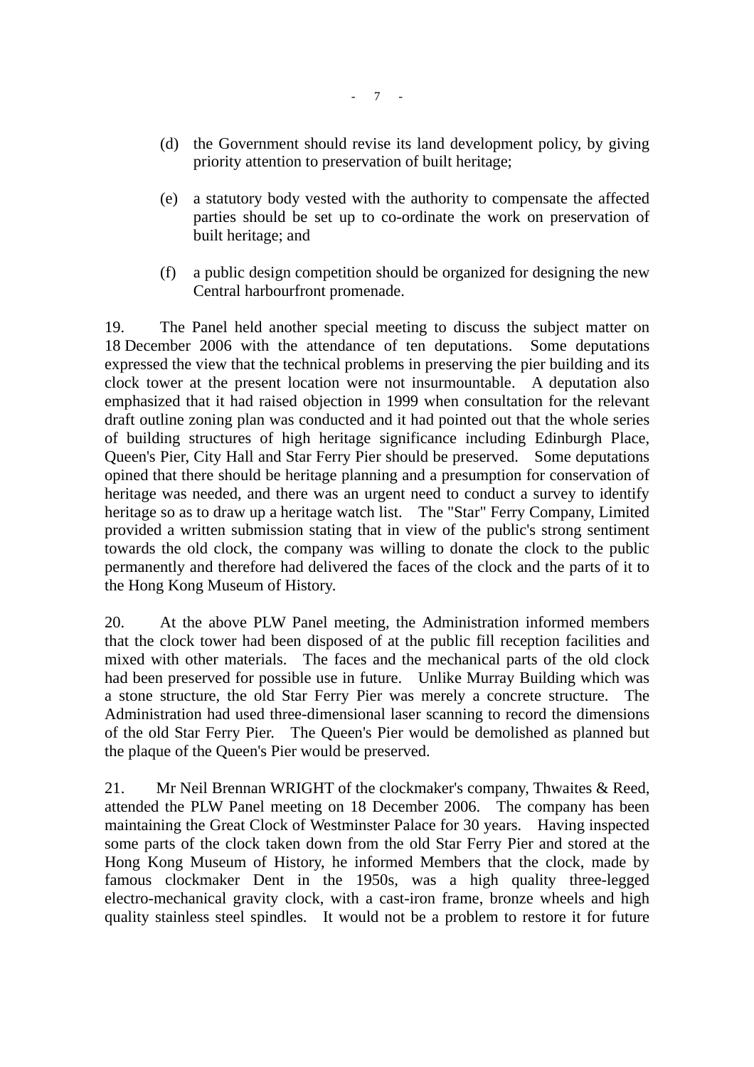(d) the Government should revise its land development policy, by giving priority attention to preservation of built heritage;

(e) a statutory body vested with the authority to compensate the affected parties should be set up to co-ordinate the work on preservation of built heritage; and

(f) a public design competition should be organized for designing the new Central harbourfront promenade.

19. The Panel held another special meeting to discuss the subject matter on 18 December 2006 with the attendance of ten deputations. Some deputations expressed the view that the technical problems in preserving the pier building and its clock tower at the present location were not insurmountable. A deputation also emphasized that it had raised objection in 1999 when consultation for the relevant draft outline zoning plan was conducted and it had pointed out that the whole series of building structures of high heritage significance including Edinburgh Place, Queen's Pier, City Hall and Star Ferry Pier should be preserved. Some deputations opined that there should be heritage planning and a presumption for conservation of heritage was needed, and there was an urgent need to conduct a survey to identify heritage so as to draw up a heritage watch list. The "Star" Ferry Company, Limited provided a written submission stating that in view of the public's strong sentiment towards the old clock, the company was willing to donate the clock to the public permanently and therefore had delivered the faces of the clock and the parts of it to the Hong Kong Museum of History.

20. At the above PLW Panel meeting, the Administration informed members that the clock tower had been disposed of at the public fill reception facilities and mixed with other materials. The faces and the mechanical parts of the old clock had been preserved for possible use in future. Unlike Murray Building which was a stone structure, the old Star Ferry Pier was merely a concrete structure. The Administration had used three-dimensional laser scanning to record the dimensions of the old Star Ferry Pier. The Queen's Pier would be demolished as planned but the plaque of the Queen's Pier would be preserved.

21. Mr Neil Brennan WRIGHT of the clockmaker's company, Thwaites & Reed, attended the PLW Panel meeting on 18 December 2006. The company has been maintaining the Great Clock of Westminster Palace for 30 years. Having inspected some parts of the clock taken down from the old Star Ferry Pier and stored at the Hong Kong Museum of History, he informed Members that the clock, made by famous clockmaker Dent in the 1950s, was a high quality three-legged electro-mechanical gravity clock, with a cast-iron frame, bronze wheels and high quality stainless steel spindles. It would not be a problem to restore it for future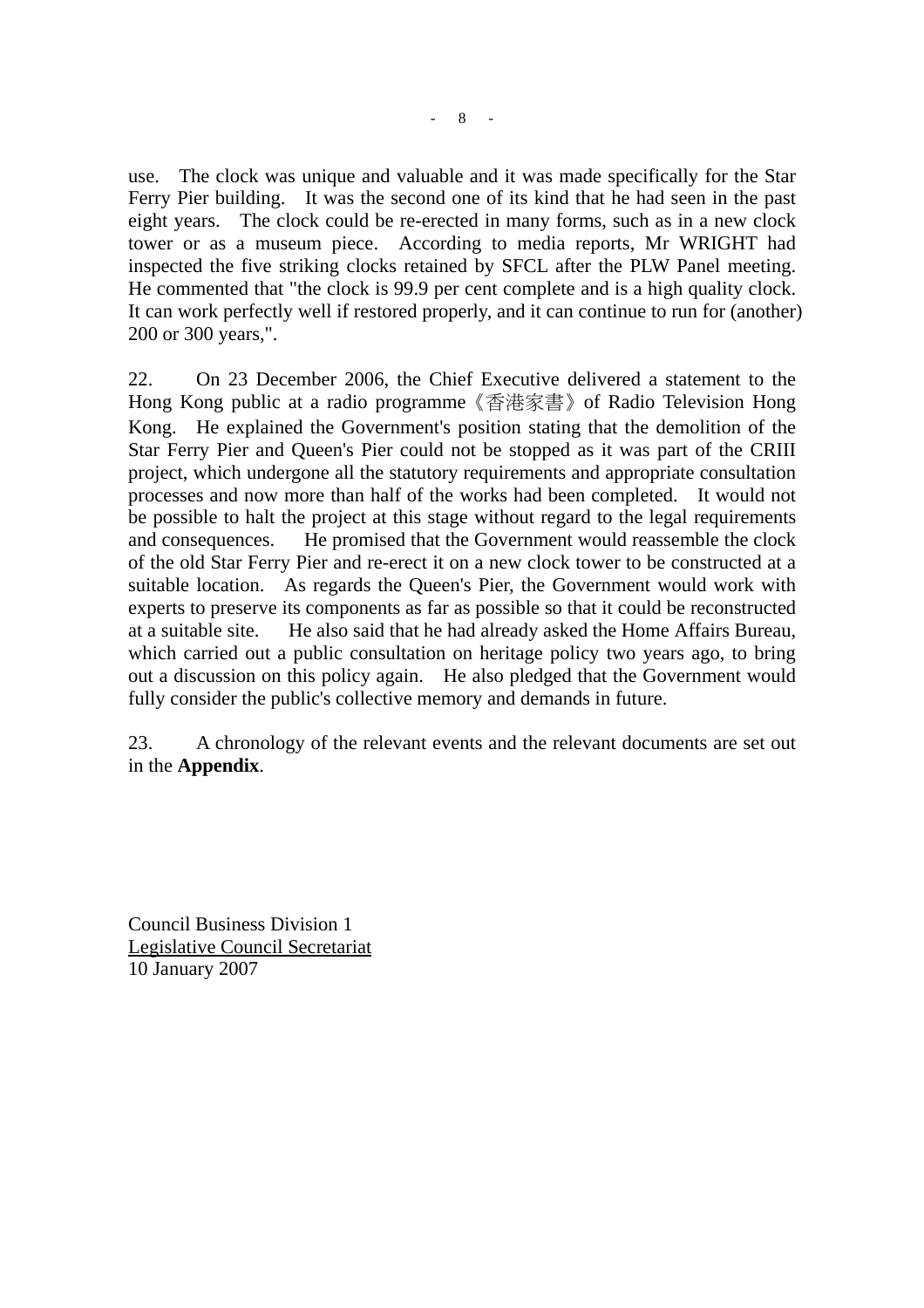use. The clock was unique and valuable and it was made specifically for the Star Ferry Pier building. It was the second one of its kind that he had seen in the past eight years. The clock could be re-erected in many forms, such as in a new clock tower or as a museum piece. According to media reports, Mr WRIGHT had inspected the five striking clocks retained by SFCL after the PLW Panel meeting. He commented that "the clock is 99.9 per cent complete and is a high quality clock. It can work perfectly well if restored properly, and it can continue to run for (another) 200 or 300 years,".

22. On 23 December 2006, the Chief Executive delivered a statement to the Hong Kong public at a radio programme《香港家書》of Radio Television Hong Kong. He explained the Government's position stating that the demolition of the Star Ferry Pier and Queen's Pier could not be stopped as it was part of the CRIII project, which undergone all the statutory requirements and appropriate consultation processes and now more than half of the works had been completed. It would not be possible to halt the project at this stage without regard to the legal requirements and consequences. He promised that the Government would reassemble the clock of the old Star Ferry Pier and re-erect it on a new clock tower to be constructed at a suitable location. As regards the Queen's Pier, the Government would work with experts to preserve its components as far as possible so that it could be reconstructed at a suitable site. He also said that he had already asked the Home Affairs Bureau, which carried out a public consultation on heritage policy two years ago, to bring out a discussion on this policy again. He also pledged that the Government would fully consider the public's collective memory and demands in future.

23. A chronology of the relevant events and the relevant documents are set out in the **Appendix**.

Council Business Division 1
Legislative Council Secretariat
10 January 2007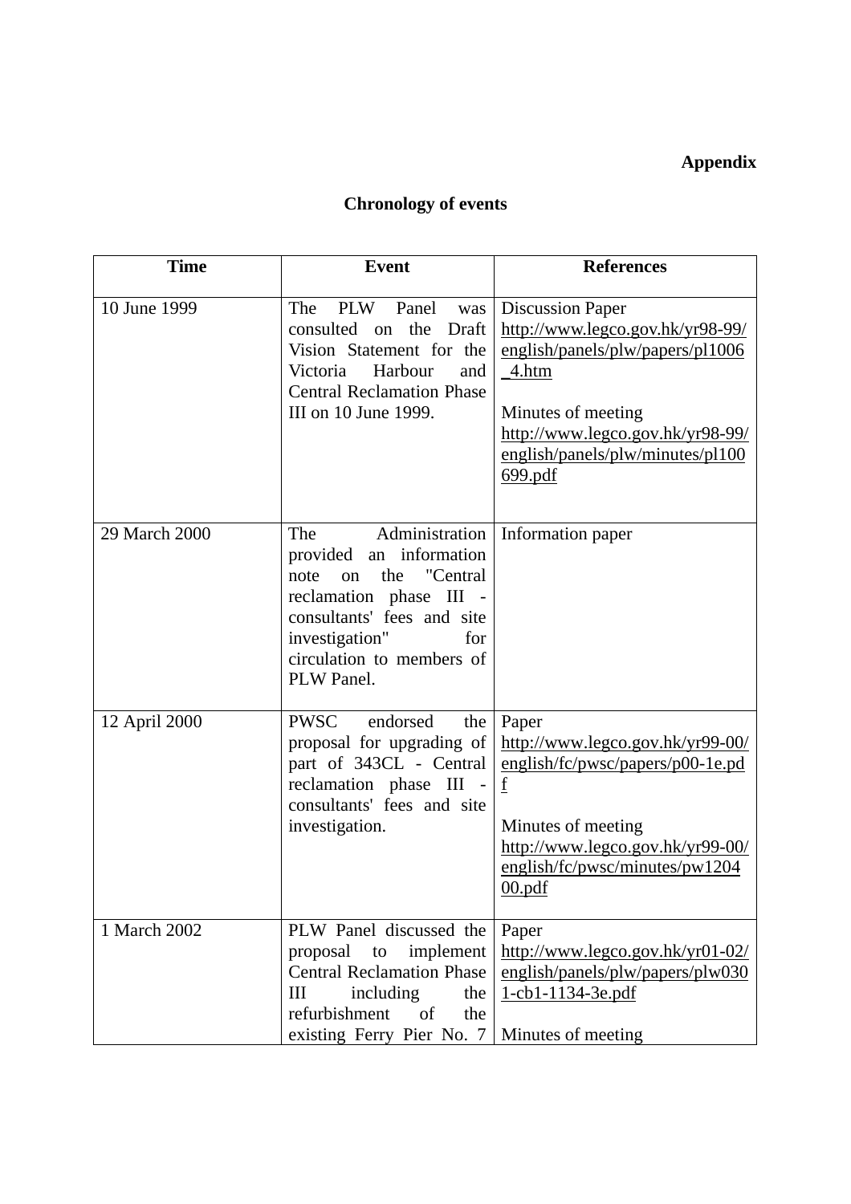**Appendix**

## Chronology of events

| Time | Event | References |
| --- | --- | --- |
| 10 June 1999 | The PLW Panel was consulted on the Draft Vision Statement for the Victoria Harbour and Central Reclamation Phase III on 10 June 1999. | Discussion Paper http://www.legco.gov.hk/yr98-99/english/panels/plw/papers/pl1006_4.htm<br><br>Minutes of meeting http://www.legco.gov.hk/yr98-99/english/panels/plw/minutes/pl100699.pdf |
| 29 March 2000 | The Administration provided an information note on the "Central reclamation phase III - consultants' fees and site investigation" for circulation to members of PLW Panel. | Information paper |
| 12 April 2000 | PWSC endorsed the proposal for upgrading of part of 343CL - Central reclamation phase III - consultants' fees and site investigation. | Paper http://www.legco.gov.hk/yr99-00/english/fc/pwsc/papers/p00-1e.pdf<br><br>Minutes of meeting http://www.legco.gov.hk/yr99-00/english/fc/pwsc/minutes/pw120400.pdf |
| 1 March 2002 | PLW Panel discussed the proposal to implement Central Reclamation Phase III including the refurbishment of the existing Ferry Pier No. 7 | Paper http://www.legco.gov.hk/yr01-02/english/panels/plw/papers/plw0301-cb1-1134-3e.pdf<br><br>Minutes of meeting |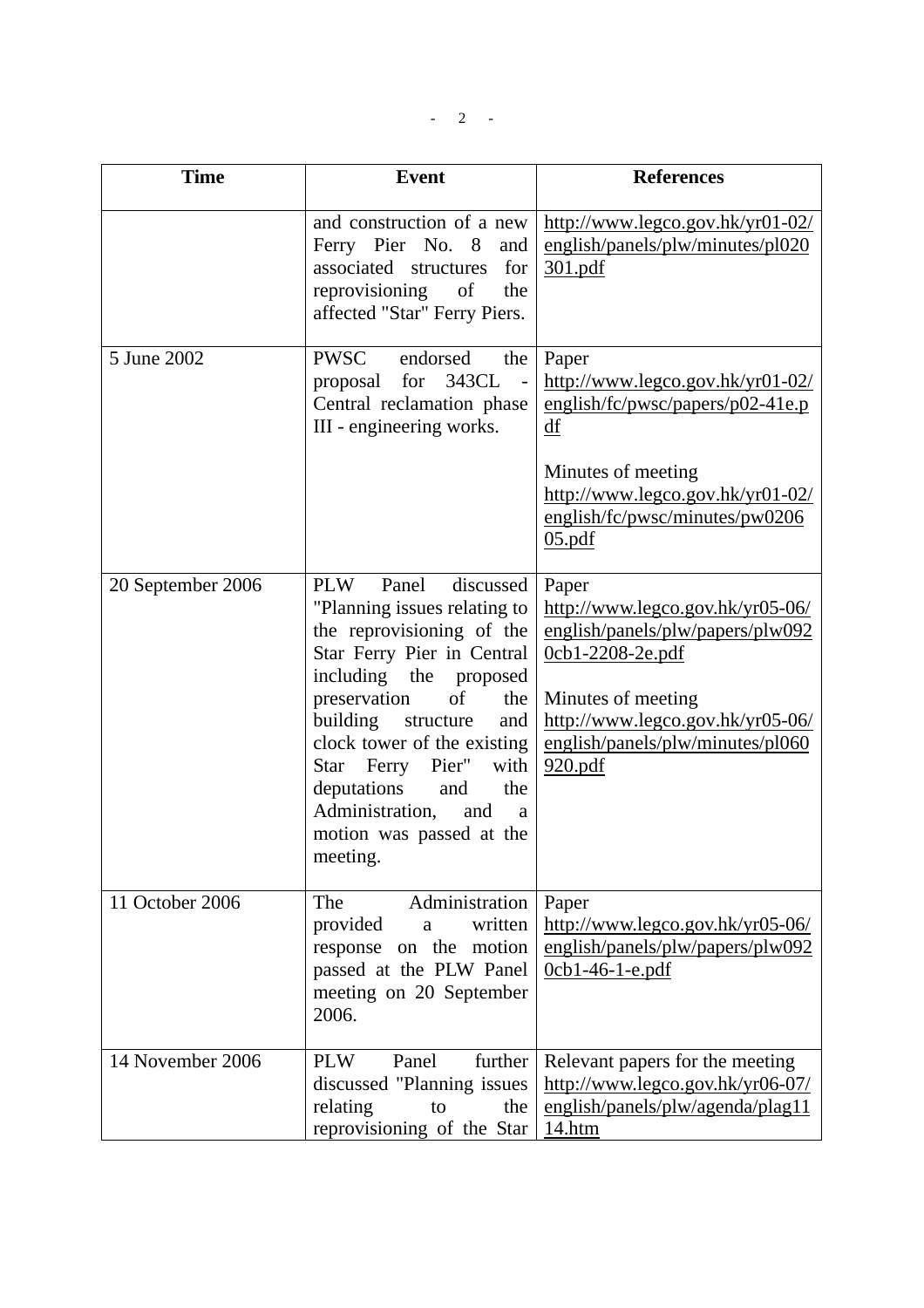| Time | Event | References |
|---|---|---|
| | and construction of a new Ferry Pier No. 8 and associated structures for reprovisioning of the affected "Star" Ferry Piers. | http://www.legco.gov.hk/yr01-02/english/panels/plw/minutes/pl020301.pdf |
| 5 June 2002 | PWSC endorsed the proposal for 343CL - Central reclamation phase III - engineering works. | Paper<br>http://www.legco.gov.hk/yr01-02/english/fc/pwsc/papers/p02-41e.pdf<br><br>Minutes of meeting<br>http://www.legco.gov.hk/yr01-02/english/fc/pwsc/minutes/pw020605.pdf |
| 20 September 2006 | PLW Panel discussed "Planning issues relating to the reprovisioning of the Star Ferry Pier in Central including the proposed preservation of the building structure and clock tower of the existing Star Ferry Pier" with deputations and the Administration, and a motion was passed at the meeting. | Paper<br>http://www.legco.gov.hk/yr05-06/english/panels/plw/papers/plw0920cb1-2208-2e.pdf<br><br>Minutes of meeting<br>http://www.legco.gov.hk/yr05-06/english/panels/plw/minutes/pl060920.pdf |
| 11 October 2006 | The Administration provided a written response on the motion passed at the PLW Panel meeting on 20 September 2006. | Paper<br>http://www.legco.gov.hk/yr05-06/english/panels/plw/papers/plw0920cb1-46-1-e.pdf |
| 14 November 2006 | PLW Panel further discussed "Planning issues relating to the reprovisioning of the Star | Relevant papers for the meeting<br>http://www.legco.gov.hk/yr06-07/english/panels/plw/agenda/plag1114.htm |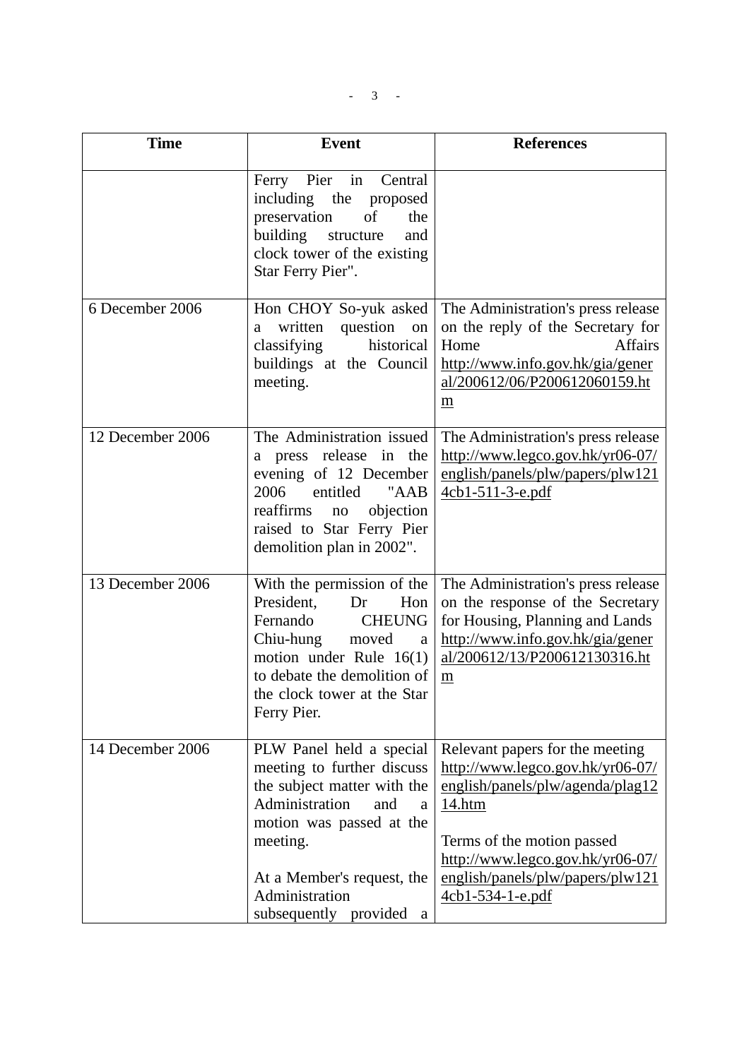| Time | Event | References |
|---|---|---|
| | Ferry Pier in Central including the proposed preservation of the building structure and clock tower of the existing Star Ferry Pier". | |
| 6 December 2006 | Hon CHOY So-yuk asked a written question on classifying historical buildings at the Council meeting. | The Administration's press release on the reply of the Secretary for Home Affairs http://www.info.gov.hk/gia/general/200612/06/P200612060159.htm |
| 12 December 2006 | The Administration issued a press release in the evening of 12 December 2006 entitled "AAB reaffirms no objection raised to Star Ferry Pier demolition plan in 2002". | The Administration's press release http://www.legco.gov.hk/yr06-07/english/panels/plw/papers/plw1214cb1-511-3-e.pdf |
| 13 December 2006 | With the permission of the President, Dr Hon Fernando CHEUNG Chiu-hung moved a motion under Rule 16(1) to debate the demolition of the clock tower at the Star Ferry Pier. | The Administration's press release on the response of the Secretary for Housing, Planning and Lands http://www.info.gov.hk/gia/general/200612/13/P200612130316.htm |
| 14 December 2006 | PLW Panel held a special meeting to further discuss the subject matter with the Administration and a motion was passed at the meeting.<br><br>At a Member's request, the Administration subsequently provided a | Relevant papers for the meeting http://www.legco.gov.hk/yr06-07/english/panels/plw/agenda/plag1214.htm<br><br>Terms of the motion passed http://www.legco.gov.hk/yr06-07/english/panels/plw/papers/plw1214cb1-534-1-e.pdf |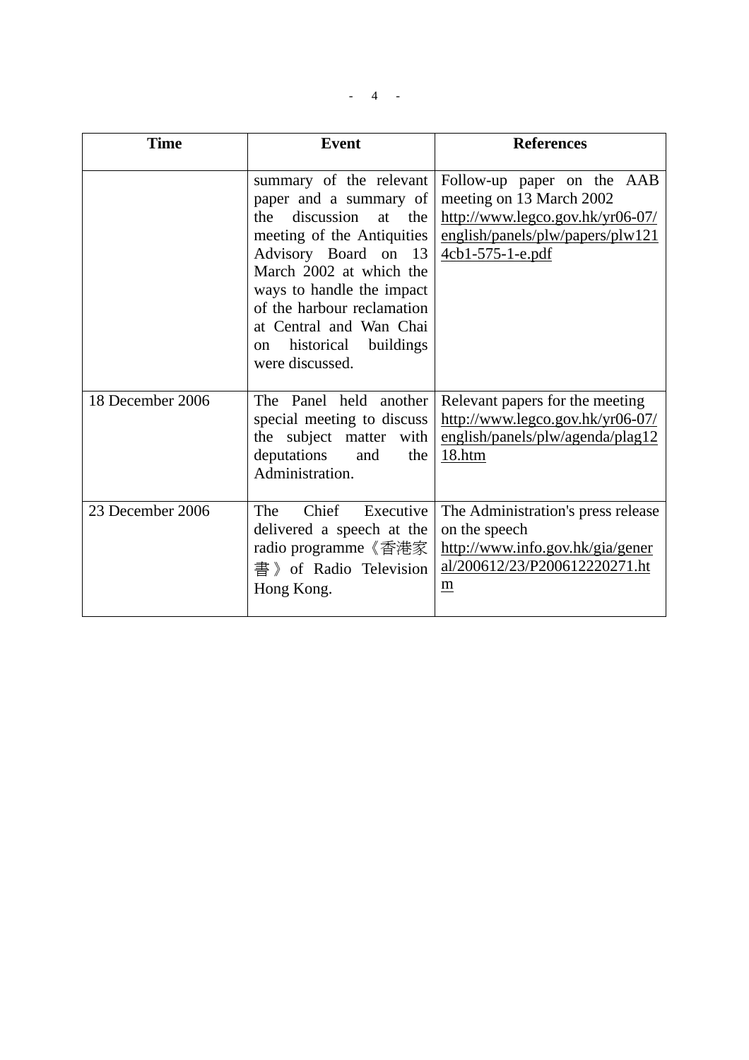| Time | Event | References |
|---|---|---|
| | summary of the relevant paper and a summary of the discussion at the meeting of the Antiquities Advisory Board on 13 March 2002 at which the ways to handle the impact of the harbour reclamation at Central and Wan Chai on historical buildings were discussed. | Follow-up paper on the AAB meeting on 13 March 2002 http://www.legco.gov.hk/yr06-07/english/panels/plw/papers/plw1214cb1-575-1-e.pdf |
| 18 December 2006 | The Panel held another special meeting to discuss the subject matter with deputations and the Administration. | Relevant papers for the meeting http://www.legco.gov.hk/yr06-07/english/panels/plw/agenda/plag1218.htm |
| 23 December 2006 | The Chief Executive delivered a speech at the radio programme《香港家書》of Radio Television Hong Kong. | The Administration's press release on the speech http://www.info.gov.hk/gia/general/200612/23/P200612220271.htm |